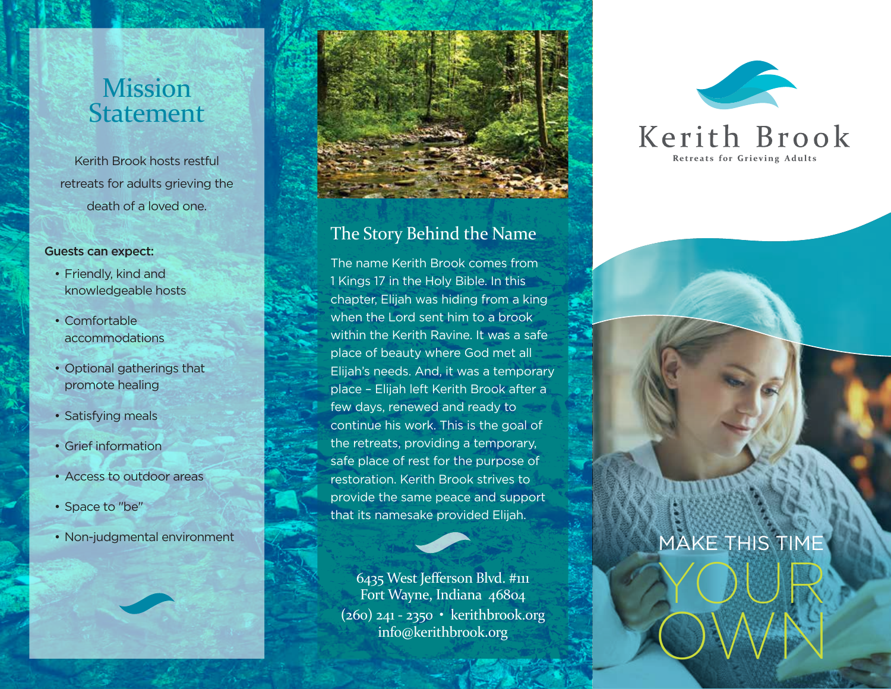# Mission Statement

Kerith Brook hosts restful retreats for adults grieving the death of a loved one.

**Guests can expect:**

- Friendly, kind and knowledgeable hosts
- Comfortable accommodations
- Optional gatherings that promote healing
- Satisfying meals
- Grief information
- Access to outdoor areas
- Space to "be"
- Non-judgmental environment

## The Story Behind the Name

The name Kerith Brook comes from 1 Kings 17 in the Holy Bible. In this chapter, Elijah was hiding from a king when the Lord sent him to a brook within the Kerith Ravine. It was a safe place of beauty where God met all Elijah's needs. And, it was a temporary place – Elijah left Kerith Brook after a few days, renewed and ready to continue his work. This is the goal of the retreats, providing a temporary, safe place of rest for the purpose of restoration. Kerith Brook strives to provide the same peace and support that its namesake provided Elijah.

6435 West Jefferson Blvd. #111
Fort Wayne, Indiana 46804
(260) 241 - 2350 • kerithbrook.org
info@kerithbrook.org

# Kerith Brook

Retreats for Grieving Adults

MAKE THIS TIME YOUR OWN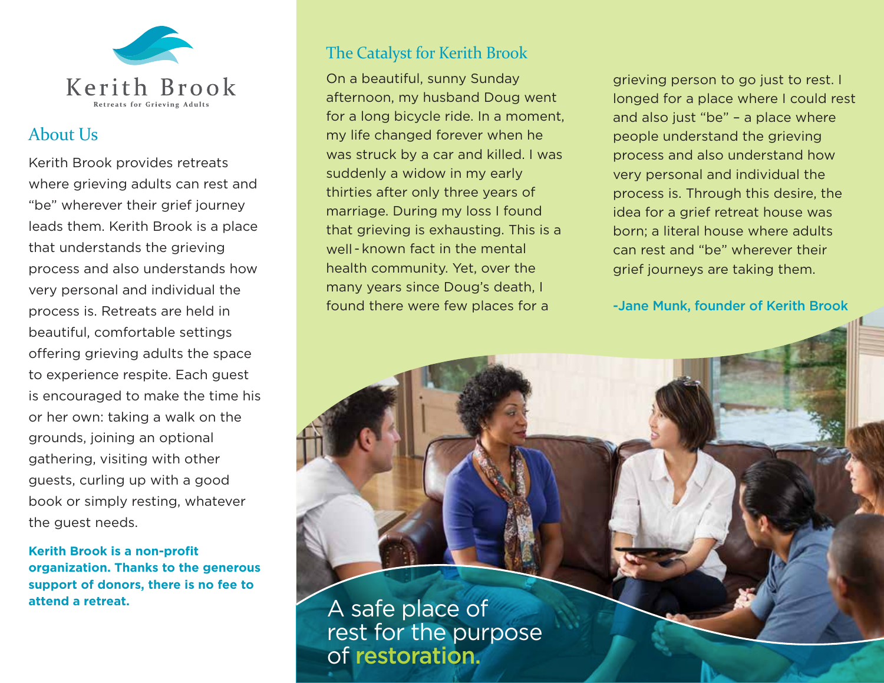Kerith Brook

Retreats for Grieving Adults

## About Us

Kerith Brook provides retreats where grieving adults can rest and "be" wherever their grief journey leads them. Kerith Brook is a place that understands the grieving process and also understands how very personal and individual the process is. Retreats are held in beautiful, comfortable settings offering grieving adults the space to experience respite. Each guest is encouraged to make the time his or her own: taking a walk on the grounds, joining an optional gathering, visiting with other guests, curling up with a good book or simply resting, whatever the guest needs.

**Kerith Brook is a non-profit organization. Thanks to the generous support of donors, there is no fee to attend a retreat.**

## The Catalyst for Kerith Brook

On a beautiful, sunny Sunday afternoon, my husband Doug went for a long bicycle ride. In a moment, my life changed forever when he was struck by a car and killed. I was suddenly a widow in my early thirties after only three years of marriage. During my loss I found that grieving is exhausting. This is a well-known fact in the mental health community. Yet, over the many years since Doug's death, I found there were few places for a grieving person to go just to rest. I longed for a place where I could rest and also just "be" – a place where people understand the grieving process and also understand how very personal and individual the process is. Through this desire, the idea for a grief retreat house was born; a literal house where adults can rest and "be" wherever their grief journeys are taking them.

**-Jane Munk, founder of Kerith Brook**

A safe place of rest for the purpose of **restoration.**